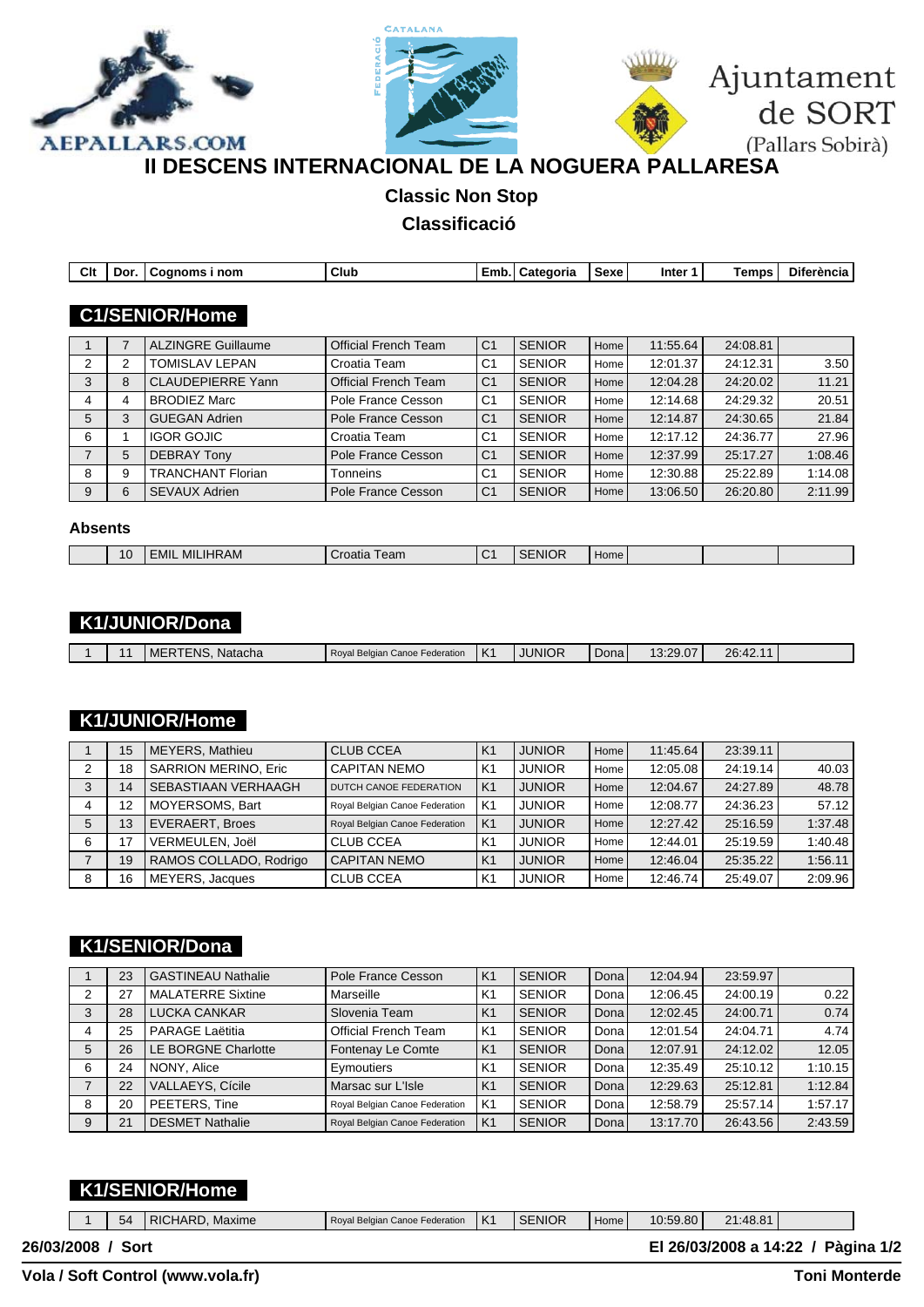# II DESCENS INTERNACIONAL DE LA NOGUERA PALLARESA

## Classic Non Stop

## Classificació

| Clt | Dor. | Cognoms i nom | Club | Emb. | Categoria | Sexe | Inter 1 | Temps | Diferència |
|---|---|---|---|---|---|---|---|---|---|

### C1/SENIOR/Home

| Clt | Dor. | Cognoms i nom | Club | Emb. | Categoria | Sexe | Inter 1 | Temps | Diferència |
|---|---|---|---|---|---|---|---|---|---|
| 1 | 7 | ALZINGRE Guillaume | Official French Team | C1 | SENIOR | Home | 11:55.64 | 24:08.81 | |
| 2 | 2 | TOMISLAV LEPAN | Croatia Team | C1 | SENIOR | Home | 12:01.37 | 24:12.31 | 3.50 |
| 3 | 8 | CLAUDEPIERRE Yann | Official French Team | C1 | SENIOR | Home | 12:04.28 | 24:20.02 | 11.21 |
| 4 | 4 | BRODIEZ Marc | Pole France Cesson | C1 | SENIOR | Home | 12:14.68 | 24:29.32 | 20.51 |
| 5 | 3 | GUEGAN Adrien | Pole France Cesson | C1 | SENIOR | Home | 12:14.87 | 24:30.65 | 21.84 |
| 6 | 1 | IGOR GOJIC | Croatia Team | C1 | SENIOR | Home | 12:17.12 | 24:36.77 | 27.96 |
| 7 | 5 | DEBRAY Tony | Pole France Cesson | C1 | SENIOR | Home | 12:37.99 | 25:17.27 | 1:08.46 |
| 8 | 9 | TRANCHANT Florian | Tonneins | C1 | SENIOR | Home | 12:30.88 | 25:22.89 | 1:14.08 |
| 9 | 6 | SEVAUX Adrien | Pole France Cesson | C1 | SENIOR | Home | 13:06.50 | 26:20.80 | 2:11.99 |

**Absents**

| Clt | Dor. | Cognoms i nom | Club | Emb. | Categoria | Sexe | Inter 1 | Temps | Diferència |
|---|---|---|---|---|---|---|---|---|---|
| | 10 | EMIL MILIHRAM | Croatia Team | C1 | SENIOR | Home | | | |

### K1/JUNIOR/Dona

| Clt | Dor. | Cognoms i nom | Club | Emb. | Categoria | Sexe | Inter 1 | Temps | Diferència |
|---|---|---|---|---|---|---|---|---|---|
| 1 | 11 | MERTENS, Natacha | Royal Belgian Canoe Federation | K1 | JUNIOR | Dona | 13:29.07 | 26:42.11 | |

### K1/JUNIOR/Home

| Clt | Dor. | Cognoms i nom | Club | Emb. | Categoria | Sexe | Inter 1 | Temps | Diferència |
|---|---|---|---|---|---|---|---|---|---|
| 1 | 15 | MEYERS, Mathieu | CLUB CCEA | K1 | JUNIOR | Home | 11:45.64 | 23:39.11 | |
| 2 | 18 | SARRION MERINO, Eric | CAPITAN NEMO | K1 | JUNIOR | Home | 12:05.08 | 24:19.14 | 40.03 |
| 3 | 14 | SEBASTIAAN VERHAAGH | DUTCH CANOE FEDERATION | K1 | JUNIOR | Home | 12:04.67 | 24:27.89 | 48.78 |
| 4 | 12 | MOYERSOMS, Bart | Royal Belgian Canoe Federation | K1 | JUNIOR | Home | 12:08.77 | 24:36.23 | 57.12 |
| 5 | 13 | EVERAERT, Broes | Royal Belgian Canoe Federation | K1 | JUNIOR | Home | 12:27.42 | 25:16.59 | 1:37.48 |
| 6 | 17 | VERMEULEN, Joël | CLUB CCEA | K1 | JUNIOR | Home | 12:44.01 | 25:19.59 | 1:40.48 |
| 7 | 19 | RAMOS COLLADO, Rodrigo | CAPITAN NEMO | K1 | JUNIOR | Home | 12:46.04 | 25:35.22 | 1:56.11 |
| 8 | 16 | MEYERS, Jacques | CLUB CCEA | K1 | JUNIOR | Home | 12:46.74 | 25:49.07 | 2:09.96 |

### K1/SENIOR/Dona

| Clt | Dor. | Cognoms i nom | Club | Emb. | Categoria | Sexe | Inter 1 | Temps | Diferència |
|---|---|---|---|---|---|---|---|---|---|
| 1 | 23 | GASTINEAU Nathalie | Pole France Cesson | K1 | SENIOR | Dona | 12:04.94 | 23:59.97 | |
| 2 | 27 | MALATERRE Sixtine | Marseille | K1 | SENIOR | Dona | 12:06.45 | 24:00.19 | 0.22 |
| 3 | 28 | LUCKA CANKAR | Slovenia Team | K1 | SENIOR | Dona | 12:02.45 | 24:00.71 | 0.74 |
| 4 | 25 | PARAGE Laëtitia | Official French Team | K1 | SENIOR | Dona | 12:01.54 | 24:04.71 | 4.74 |
| 5 | 26 | LE BORGNE Charlotte | Fontenay Le Comte | K1 | SENIOR | Dona | 12:07.91 | 24:12.02 | 12.05 |
| 6 | 24 | NONY, Alice | Eymoutiers | K1 | SENIOR | Dona | 12:35.49 | 25:10.12 | 1:10.15 |
| 7 | 22 | VALLAEYS, Cícile | Marsac sur L'Isle | K1 | SENIOR | Dona | 12:29.63 | 25:12.81 | 1:12.84 |
| 8 | 20 | PEETERS, Tine | Royal Belgian Canoe Federation | K1 | SENIOR | Dona | 12:58.79 | 25:57.14 | 1:57.17 |
| 9 | 21 | DESMET Nathalie | Royal Belgian Canoe Federation | K1 | SENIOR | Dona | 13:17.70 | 26:43.56 | 2:43.59 |

### K1/SENIOR/Home

| Clt | Dor. | Cognoms i nom | Club | Emb. | Categoria | Sexe | Inter 1 | Temps | Diferència |
|---|---|---|---|---|---|---|---|---|---|
| 1 | 54 | RICHARD, Maxime | Royal Belgian Canoe Federation | K1 | SENIOR | Home | 10:59.80 | 21:48.81 | |

26/03/2008 / Sort — El 26/03/2008 a 14:22

Vola / Soft Control (www.vola.fr) — Toni Monterde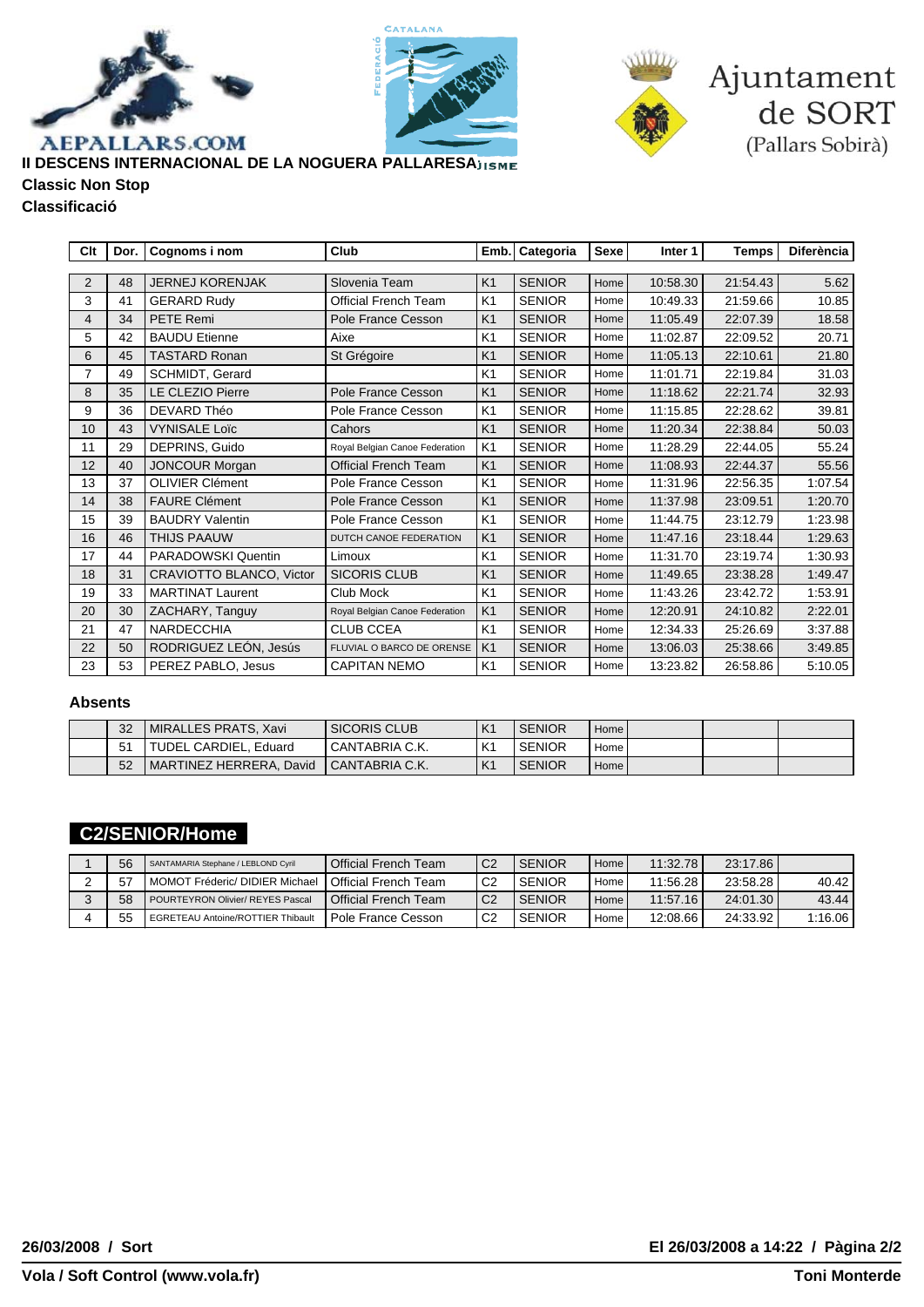**II DESCENS INTERNACIONAL DE LA NOGUERA PALLARESA**

**Classic Non Stop**

**Classificació**

| Clt | Dor. | Cognoms i nom | Club | Emb. | Categoria | Sexe | Inter 1 | Temps | Diferència |
|---|---|---|---|---|---|---|---|---|---|
| 2 | 48 | JERNEJ KORENJAK | Slovenia Team | K1 | SENIOR | Home | 10:58.30 | 21:54.43 | 5.62 |
| 3 | 41 | GERARD Rudy | Official French Team | K1 | SENIOR | Home | 10:49.33 | 21:59.66 | 10.85 |
| 4 | 34 | PETE Remi | Pole France Cesson | K1 | SENIOR | Home | 11:05.49 | 22:07.39 | 18.58 |
| 5 | 42 | BAUDU Etienne | Aixe | K1 | SENIOR | Home | 11:02.87 | 22:09.52 | 20.71 |
| 6 | 45 | TASTARD Ronan | St Grégoire | K1 | SENIOR | Home | 11:05.13 | 22:10.61 | 21.80 |
| 7 | 49 | SCHMIDT, Gerard | | K1 | SENIOR | Home | 11:01.71 | 22:19.84 | 31.03 |
| 8 | 35 | LE CLEZIO Pierre | Pole France Cesson | K1 | SENIOR | Home | 11:18.62 | 22:21.74 | 32.93 |
| 9 | 36 | DEVARD Théo | Pole France Cesson | K1 | SENIOR | Home | 11:15.85 | 22:28.62 | 39.81 |
| 10 | 43 | VYNISALE Loïc | Cahors | K1 | SENIOR | Home | 11:20.34 | 22:38.84 | 50.03 |
| 11 | 29 | DEPRINS, Guido | Royal Belgian Canoe Federation | K1 | SENIOR | Home | 11:28.29 | 22:44.05 | 55.24 |
| 12 | 40 | JONCOUR Morgan | Official French Team | K1 | SENIOR | Home | 11:08.93 | 22:44.37 | 55.56 |
| 13 | 37 | OLIVIER Clément | Pole France Cesson | K1 | SENIOR | Home | 11:31.96 | 22:56.35 | 1:07.54 |
| 14 | 38 | FAURE Clément | Pole France Cesson | K1 | SENIOR | Home | 11:37.98 | 23:09.51 | 1:20.70 |
| 15 | 39 | BAUDRY Valentin | Pole France Cesson | K1 | SENIOR | Home | 11:44.75 | 23:12.79 | 1:23.98 |
| 16 | 46 | THIJS PAAUW | DUTCH CANOE FEDERATION | K1 | SENIOR | Home | 11:47.16 | 23:18.44 | 1:29.63 |
| 17 | 44 | PARADOWSKI Quentin | Limoux | K1 | SENIOR | Home | 11:31.70 | 23:19.74 | 1:30.93 |
| 18 | 31 | CRAVIOTTO BLANCO, Victor | SICORIS CLUB | K1 | SENIOR | Home | 11:49.65 | 23:38.28 | 1:49.47 |
| 19 | 33 | MARTINAT Laurent | Club Mock | K1 | SENIOR | Home | 11:43.26 | 23:42.72 | 1:53.91 |
| 20 | 30 | ZACHARY, Tanguy | Royal Belgian Canoe Federation | K1 | SENIOR | Home | 12:20.91 | 24:10.82 | 2:22.01 |
| 21 | 47 | NARDECCHIA | CLUB CCEA | K1 | SENIOR | Home | 12:34.33 | 25:26.69 | 3:37.88 |
| 22 | 50 | RODRIGUEZ LEÓN, Jesús | FLUVIAL O BARCO DE ORENSE | K1 | SENIOR | Home | 13:06.03 | 25:38.66 | 3:49.85 |
| 23 | 53 | PEREZ PABLO, Jesus | CAPITAN NEMO | K1 | SENIOR | Home | 13:23.82 | 26:58.86 | 5:10.05 |

**Absents**

| Clt | Dor. | Cognoms i nom | Club | Emb. | Categoria | Sexe | Inter 1 | Temps | Diferència |
|---|---|---|---|---|---|---|---|---|---|
| | 32 | MIRALLES PRATS, Xavi | SICORIS CLUB | K1 | SENIOR | Home | | | |
| | 51 | TUDEL CARDIEL, Eduard | CANTABRIA C.K. | K1 | SENIOR | Home | | | |
| | 52 | MARTINEZ HERRERA, David | CANTABRIA C.K. | K1 | SENIOR | Home | | | |

## C2/SENIOR/Home

| Clt | Dor. | Cognoms i nom | Club | Emb. | Categoria | Sexe | Inter 1 | Temps | Diferència |
|---|---|---|---|---|---|---|---|---|---|
| 1 | 56 | SANTAMARIA Stephane / LEBLOND Cyril | Official French Team | C2 | SENIOR | Home | 11:32.78 | 23:17.86 | |
| 2 | 57 | MOMOT Fréderic/ DIDIER Michael | Official French Team | C2 | SENIOR | Home | 11:56.28 | 23:58.28 | 40.42 |
| 3 | 58 | POURTEYRON Olivier/ REYES Pascal | Official French Team | C2 | SENIOR | Home | 11:57.16 | 24:01.30 | 43.44 |
| 4 | 55 | EGRETEAU Antoine/ROTTIER Thibault | Pole France Cesson | C2 | SENIOR | Home | 12:08.66 | 24:33.92 | 1:16.06 |

**26/03/2008 / Sort** — **El 26/03/2008 a 14:22**

**Vola / Soft Control (www.vola.fr)** — **Toni Monterde**